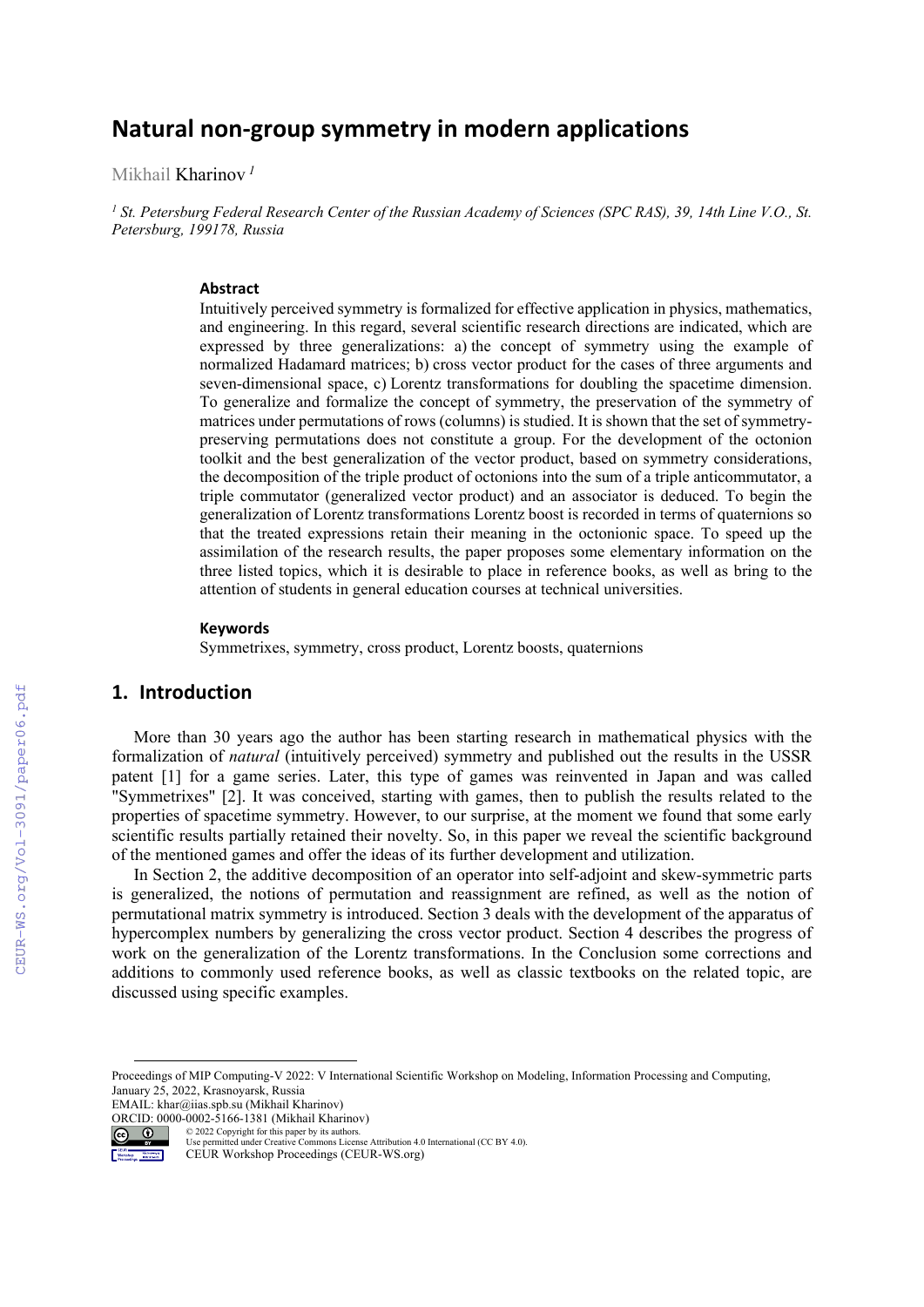# Natural non-group symmetry in modern applications

Mikhail Kharinov [1]

[1] *St. Petersburg Federal Research Center of the Russian Academy of Sciences (SPC RAS), 39, 14th Line V.O., St. Petersburg, 199178, Russia*

### Abstract

Intuitively perceived symmetry is formalized for effective application in physics, mathematics, and engineering. In this regard, several scientific research directions are indicated, which are expressed by three generalizations: a) the concept of symmetry using the example of normalized Hadamard matrices; b) cross vector product for the cases of three arguments and seven-dimensional space, c) Lorentz transformations for doubling the spacetime dimension. To generalize and formalize the concept of symmetry, the preservation of the symmetry of matrices under permutations of rows (columns) is studied. It is shown that the set of symmetry-preserving permutations does not constitute a group. For the development of the octonion toolkit and the best generalization of the vector product, based on symmetry considerations, the decomposition of the triple product of octonions into the sum of a triple anticommutator, a triple commutator (generalized vector product) and an associator is deduced. To begin the generalization of Lorentz transformations Lorentz boost is recorded in terms of quaternions so that the treated expressions retain their meaning in the octonionic space. To speed up the assimilation of the research results, the paper proposes some elementary information on the three listed topics, which it is desirable to place in reference books, as well as bring to the attention of students in general education courses at technical universities.

### Keywords

Symmetrixes, symmetry, cross product, Lorentz boosts, quaternions

## 1. Introduction

More than 30 years ago the author has been starting research in mathematical physics with the formalization of *natural* (intuitively perceived) symmetry and published out the results in the USSR patent [1] for a game series. Later, this type of games was reinvented in Japan and was called "Symmetrixes" [2]. It was conceived, starting with games, then to publish the results related to the properties of spacetime symmetry. However, to our surprise, at the moment we found that some early scientific results partially retained their novelty. So, in this paper we reveal the scientific background of the mentioned games and offer the ideas of its further development and utilization.

In Section 2, the additive decomposition of an operator into self-adjoint and skew-symmetric parts is generalized, the notions of permutation and reassignment are refined, as well as the notion of permutational matrix symmetry is introduced. Section 3 deals with the development of the apparatus of hypercomplex numbers by generalizing the cross vector product. Section 4 describes the progress of work on the generalization of the Lorentz transformations. In the Conclusion some corrections and additions to commonly used reference books, as well as classic textbooks on the related topic, are discussed using specific examples.

---

Proceedings of MIP Computing-V 2022: V International Scientific Workshop on Modeling, Information Processing and Computing, January 25, 2022, Krasnoyarsk, Russia
EMAIL: khar@iias.spb.su (Mikhail Kharinov)
ORCID: 0000-0002-5166-1381 (Mikhail Kharinov)
© 2022 Copyright for this paper by its authors.
Use permitted under Creative Commons License Attribution 4.0 International (CC BY 4.0).
CEUR Workshop Proceedings (CEUR-WS.org)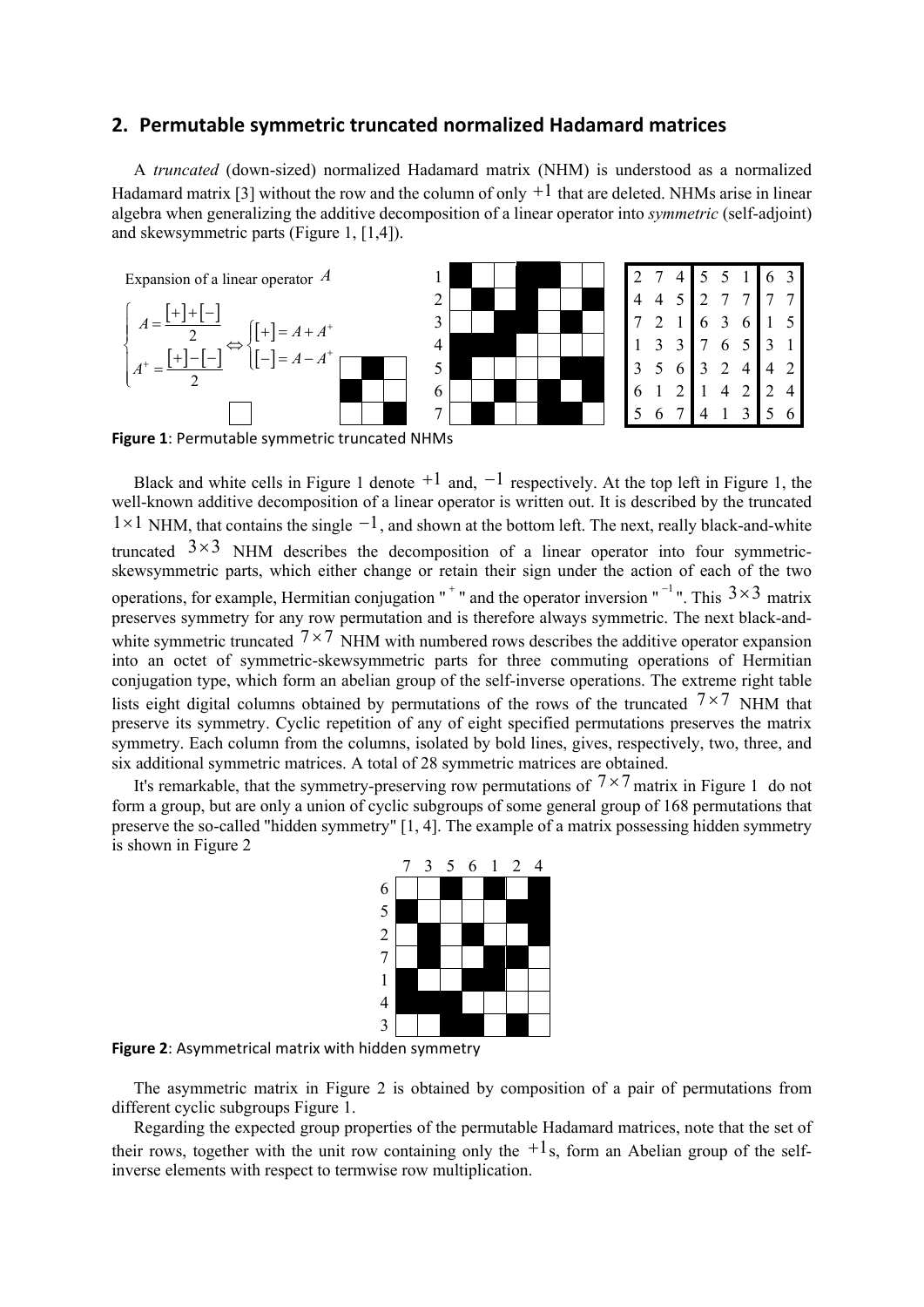## 2. Permutable symmetric truncated normalized Hadamard matrices

A *truncated* (down-sized) normalized Hadamard matrix (NHM) is understood as a normalized Hadamard matrix [3] without the row and the column of only $+1$ that are deleted. NHMs arise in linear algebra when generalizing the additive decomposition of a linear operator into *symmetric* (self-adjoint) and skewsymmetric parts (Figure 1, [1,4]).

Expansion of a linear operator $A$

$$\begin{cases} A = \dfrac{[+]+[-]}{2} \\ A^{+} = \dfrac{[+]-[-]}{2} \end{cases} \Leftrightarrow \begin{cases} [+] = A + A^{+} \\ [-] = A - A^{+} \end{cases}$$

| | | | | | | | |
|---|---|---|---|---|---|---|---|
| 2 | 7 | 4 | 5 | 5 | 1 | 6 | 3 |
| 4 | 4 | 5 | 2 | 7 | 7 | 7 | 7 |
| 7 | 2 | 1 | 6 | 3 | 6 | 1 | 5 |
| 1 | 3 | 3 | 7 | 6 | 5 | 3 | 1 |
| 3 | 5 | 6 | 3 | 2 | 4 | 4 | 2 |
| 6 | 1 | 2 | 1 | 4 | 2 | 2 | 4 |
| 5 | 6 | 7 | 4 | 1 | 3 | 5 | 6 |

**Figure 1**: Permutable symmetric truncated NHMs

Black and white cells in Figure 1 denote $+1$ and, $-1$ respectively. At the top left in Figure 1, the well-known additive decomposition of a linear operator is written out. It is described by the truncated $1\times1$ NHM, that contains the single $-1$, and shown at the bottom left. The next, really black-and-white truncated $3\times3$ NHM describes the decomposition of a linear operator into four symmetric-skewsymmetric parts, which either change or retain their sign under the action of each of the two operations, for example, Hermitian conjugation "$^{+}$" and the operator inversion "$^{-1}$". This $3\times3$ matrix preserves symmetry for any row permutation and is therefore always symmetric. The next black-and-white symmetric truncated $7\times7$ NHM with numbered rows describes the additive operator expansion into an octet of symmetric-skewsymmetric parts for three commuting operations of Hermitian conjugation type, which form an abelian group of the self-inverse operations. The extreme right table lists eight digital columns obtained by permutations of the rows of the truncated $7\times7$ NHM that preserve its symmetry. Cyclic repetition of any of eight specified permutations preserves the matrix symmetry. Each column from the columns, isolated by bold lines, gives, respectively, two, three, and six additional symmetric matrices. A total of 28 symmetric matrices are obtained.

It's remarkable, that the symmetry-preserving row permutations of $7\times7$ matrix in Figure 1 do not form a group, but are only a union of cyclic subgroups of some general group of 168 permutations that preserve the so-called "hidden symmetry" [1, 4]. The example of a matrix possessing hidden symmetry is shown in Figure 2

**Figure 2**: Asymmetrical matrix with hidden symmetry

The asymmetric matrix in Figure 2 is obtained by composition of a pair of permutations from different cyclic subgroups Figure 1.

Regarding the expected group properties of the permutable Hadamard matrices, note that the set of their rows, together with the unit row containing only the $+1$s, form an Abelian group of the self-inverse elements with respect to termwise row multiplication.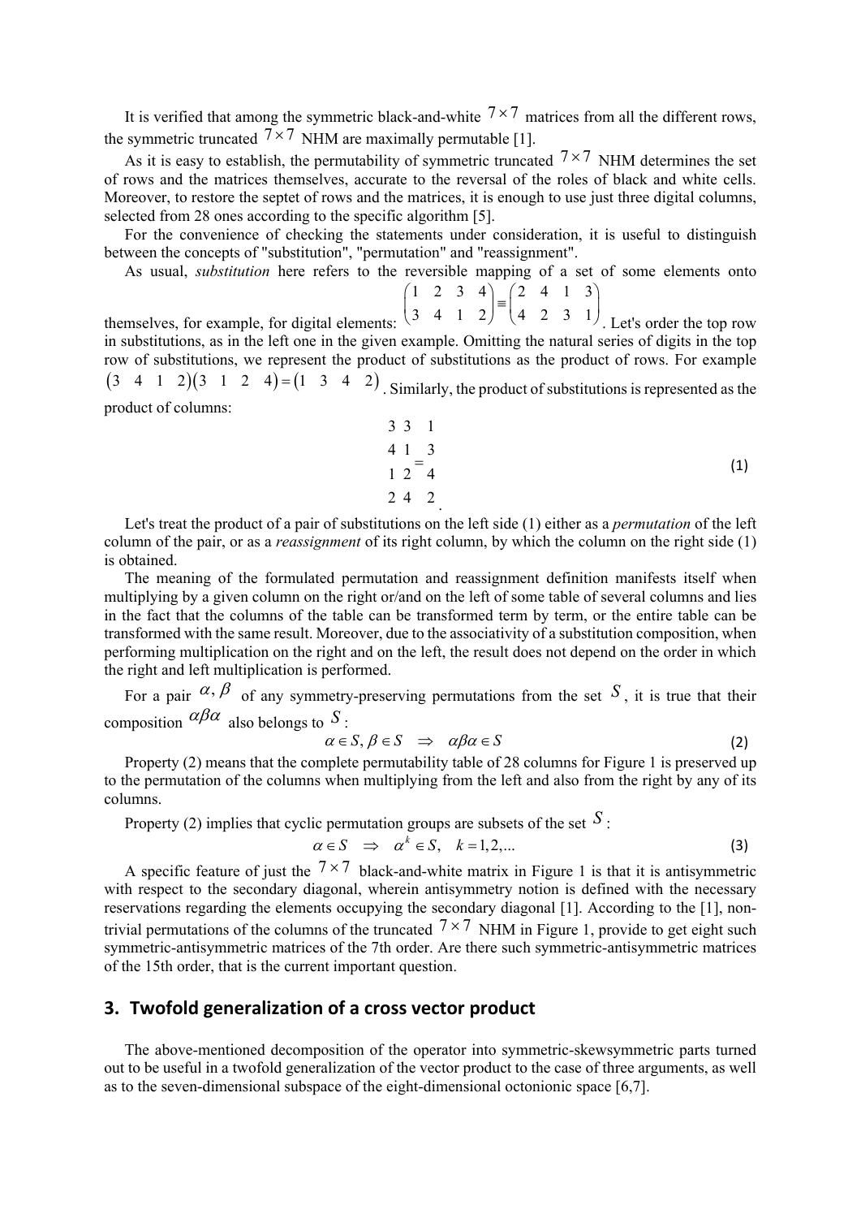It is verified that among the symmetric black-and-white $7\times7$ matrices from all the different rows, the symmetric truncated $7\times7$ NHM are maximally permutable [1].

As it is easy to establish, the permutability of symmetric truncated $7\times7$ NHM determines the set of rows and the matrices themselves, accurate to the reversal of the roles of black and white cells. Moreover, to restore the septet of rows and the matrices, it is enough to use just three digital columns, selected from 28 ones according to the specific algorithm [5].

For the convenience of checking the statements under consideration, it is useful to distinguish between the concepts of "substitution", "permutation" and "reassignment".

As usual, *substitution* here refers to the reversible mapping of a set of some elements onto themselves, for example, for digital elements: $\begin{pmatrix}1 & 2 & 3 & 4\\ 3 & 4 & 1 & 2\end{pmatrix} \equiv \begin{pmatrix}2 & 4 & 1 & 3\\ 4 & 2 & 3 & 1\end{pmatrix}$. Let's order the top row in substitutions, as in the left one in the given example. Omitting the natural series of digits in the top row of substitutions, we represent the product of substitutions as the product of rows. For example $\begin{pmatrix}3 & 4 & 1 & 2\end{pmatrix}\begin{pmatrix}3 & 1 & 2 & 4\end{pmatrix} = \begin{pmatrix}1 & 3 & 4 & 2\end{pmatrix}$. Similarly, the product of substitutions is represented as the product of columns:

$$\begin{matrix}3 & 3\\ 4 & 1\\ 1 & 2\\ 2 & 4\end{matrix} = \begin{matrix}1\\ 3\\ 4\\ 2\end{matrix}. \tag{1}$$

Let's treat the product of a pair of substitutions on the left side (1) either as a *permutation* of the left column of the pair, or as a *reassignment* of its right column, by which the column on the right side (1) is obtained.

The meaning of the formulated permutation and reassignment definition manifests itself when multiplying by a given column on the right or/and on the left of some table of several columns and lies in the fact that the columns of the table can be transformed term by term, or the entire table can be transformed with the same result. Moreover, due to the associativity of a substitution composition, when performing multiplication on the right and on the left, the result does not depend on the order in which the right and left multiplication is performed.

For a pair $\alpha, \beta$ of any symmetry-preserving permutations from the set $S$, it is true that their composition $\alpha\beta\alpha$ also belongs to $S$:

$$\alpha \in S, \beta \in S \quad \Rightarrow \quad \alpha\beta\alpha \in S \tag{2}$$

Property (2) means that the complete permutability table of 28 columns for Figure 1 is preserved up to the permutation of the columns when multiplying from the left and also from the right by any of its columns.

Property (2) implies that cyclic permutation groups are subsets of the set $S$:

$$\alpha \in S \quad \Rightarrow \quad \alpha^k \in S, \quad k = 1, 2, \ldots \tag{3}$$

A specific feature of just the $7\times7$ black-and-white matrix in Figure 1 is that it is antisymmetric with respect to the secondary diagonal, wherein antisymmetry notion is defined with the necessary reservations regarding the elements occupying the secondary diagonal [1]. According to the [1], non-trivial permutations of the columns of the truncated $7\times7$ NHM in Figure 1, provide to get eight such symmetric-antisymmetric matrices of the 7th order. Are there such symmetric-antisymmetric matrices of the 15th order, that is the current important question.

## 3. Twofold generalization of a cross vector product

The above-mentioned decomposition of the operator into symmetric-skewsymmetric parts turned out to be useful in a twofold generalization of the vector product to the case of three arguments, as well as to the seven-dimensional subspace of the eight-dimensional octonionic space [6,7].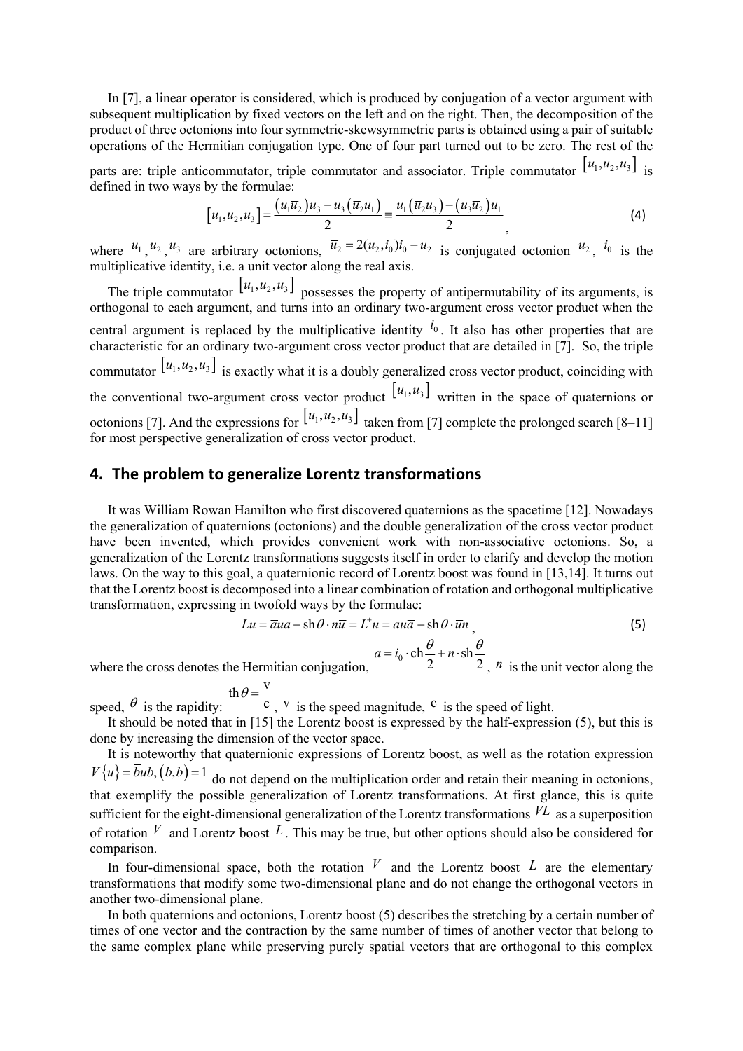In [7], a linear operator is considered, which is produced by conjugation of a vector argument with subsequent multiplication by fixed vectors on the left and on the right. Then, the decomposition of the product of three octonions into four symmetric-skewsymmetric parts is obtained using a pair of suitable operations of the Hermitian conjugation type. One of four part turned out to be zero. The rest of the parts are: triple anticommutator, triple commutator and associator. Triple commutator $[u_1,u_2,u_3]$ is defined in two ways by the formulae:

$$[u_1,u_2,u_3]=\frac{(u_1\overline{u}_2)u_3-u_3(\overline{u}_2u_1)}{2}\equiv\frac{u_1(\overline{u}_2u_3)-(u_3\overline{u}_2)u_1}{2}, \tag{4}$$

where $u_1$, $u_2$, $u_3$ are arbitrary octonions, $\overline{u}_2=2(u_2,i_0)i_0-u_2$ is conjugated octonion $u_2$, $i_0$ is the multiplicative identity, i.e. a unit vector along the real axis.

The triple commutator $[u_1,u_2,u_3]$ possesses the property of antipermutability of its arguments, is orthogonal to each argument, and turns into an ordinary two-argument cross vector product when the central argument is replaced by the multiplicative identity $i_0$. It also has other properties that are characteristic for an ordinary two-argument cross vector product that are detailed in [7]. So, the triple commutator $[u_1,u_2,u_3]$ is exactly what it is a doubly generalized cross vector product, coinciding with the conventional two-argument cross vector product $[u_1,u_3]$ written in the space of quaternions or octonions [7]. And the expressions for $[u_1,u_2,u_3]$ taken from [7] complete the prolonged search [8–11] for most perspective generalization of cross vector product.

## 4. The problem to generalize Lorentz transformations

It was William Rowan Hamilton who first discovered quaternions as the spacetime [12]. Nowadays the generalization of quaternions (octonions) and the double generalization of the cross vector product have been invented, which provides convenient work with non-associative octonions. So, a generalization of the Lorentz transformations suggests itself in order to clarify and develop the motion laws. On the way to this goal, a quaternionic record of Lorentz boost was found in [13,14]. It turns out that the Lorentz boost is decomposed into a linear combination of rotation and orthogonal multiplicative transformation, expressing in twofold ways by the formulae:

$$Lu=\overline{a}ua-\mathrm{sh}\,\theta\cdot n\overline{u}=L^{+}u=au\overline{a}-\mathrm{sh}\,\theta\cdot\overline{u}n, \tag{5}$$

where the cross denotes the Hermitian conjugation, $a=i_0\cdot\mathrm{ch}\frac{\theta}{2}+n\cdot\mathrm{sh}\frac{\theta}{2}$, $n$ is the unit vector along the speed, $\theta$ is the rapidity: $\mathrm{th}\,\theta=\frac{\mathrm{v}}{\mathrm{c}}$, $\mathrm{v}$ is the speed magnitude, $\mathrm{c}$ is the speed of light.

It should be noted that in [15] the Lorentz boost is expressed by the half-expression (5), but this is done by increasing the dimension of the vector space.

It is noteworthy that quaternionic expressions of Lorentz boost, as well as the rotation expression $V\{u\}=\overline{b}ub,(b,b)=1$ do not depend on the multiplication order and retain their meaning in octonions, that exemplify the possible generalization of Lorentz transformations. At first glance, this is quite sufficient for the eight-dimensional generalization of the Lorentz transformations $VL$ as a superposition of rotation $V$ and Lorentz boost $L$. This may be true, but other options should also be considered for comparison.

In four-dimensional space, both the rotation $V$ and the Lorentz boost $L$ are the elementary transformations that modify some two-dimensional plane and do not change the orthogonal vectors in another two-dimensional plane.

In both quaternions and octonions, Lorentz boost (5) describes the stretching by a certain number of times of one vector and the contraction by the same number of times of another vector that belong to the same complex plane while preserving purely spatial vectors that are orthogonal to this complex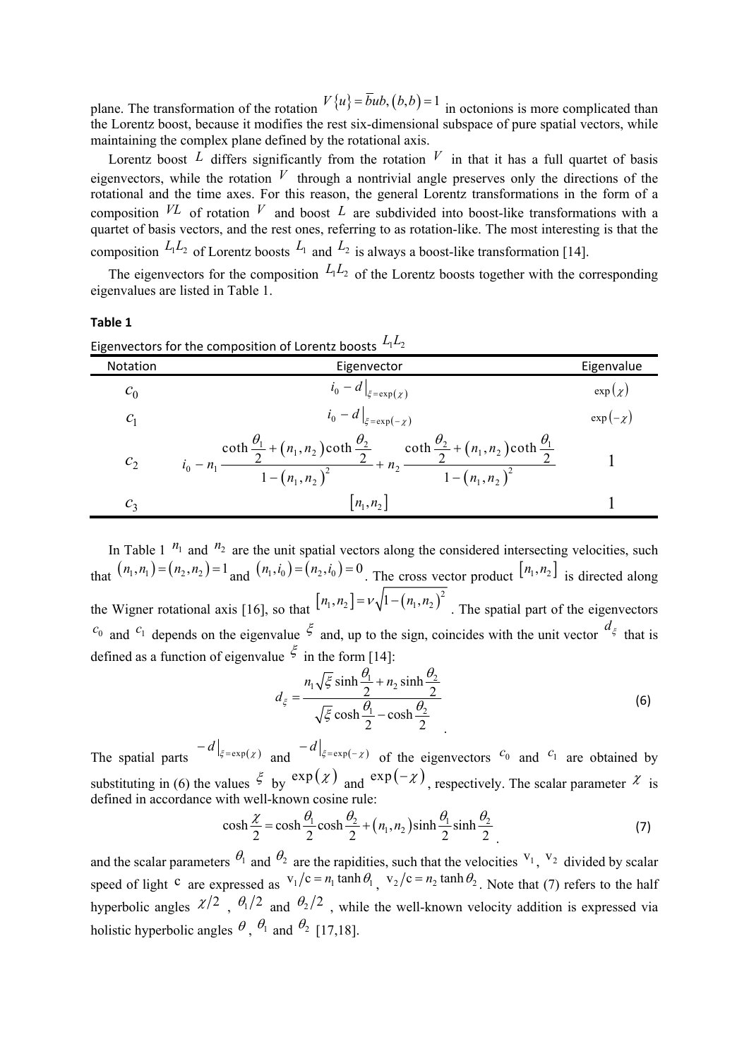plane. The transformation of the rotation $V\{u\} = \bar{b}ub, (b,b) = 1$ in octonions is more complicated than the Lorentz boost, because it modifies the rest six-dimensional subspace of pure spatial vectors, while maintaining the complex plane defined by the rotational axis.

Lorentz boost $L$ differs significantly from the rotation $V$ in that it has a full quartet of basis eigenvectors, while the rotation $V$ through a nontrivial angle preserves only the directions of the rotational and the time axes. For this reason, the general Lorentz transformations in the form of a composition $VL$ of rotation $V$ and boost $L$ are subdivided into boost-like transformations with a quartet of basis vectors, and the rest ones, referring to as rotation-like. The most interesting is that the composition $L_1L_2$ of Lorentz boosts $L_1$ and $L_2$ is always a boost-like transformation [14].

The eigenvectors for the composition $L_1L_2$ of the Lorentz boosts together with the corresponding eigenvalues are listed in Table 1.

**Table 1**

Eigenvectors for the composition of Lorentz boosts $L_1L_2$

| Notation | Eigenvector | Eigenvalue |
|---|---|---|
| $c_0$ | $i_0 - d\big\vert_{\xi=\exp(\chi)}$ | $\exp(\chi)$ |
| $c_1$ | $i_0 - d\big\vert_{\xi=\exp(-\chi)}$ | $\exp(-\chi)$ |
| $c_2$ | $i_0 - n_1 \dfrac{\coth\frac{\theta_1}{2} + (n_1,n_2)\coth\frac{\theta_2}{2}}{1-(n_1,n_2)^2} + n_2 \dfrac{\coth\frac{\theta_2}{2} + (n_1,n_2)\coth\frac{\theta_1}{2}}{1-(n_1,n_2)^2}$ | $1$ |
| $c_3$ | $[n_1,n_2]$ | $1$ |

In Table 1 $n_1$ and $n_2$ are the unit spatial vectors along the considered intersecting velocities, such that $(n_1,n_1) = (n_2,n_2) = 1$ and $(n_1,i_0) = (n_2,i_0) = 0$. The cross vector product $[n_1,n_2]$ is directed along the Wigner rotational axis [16], so that $[n_1,n_2] = \nu\sqrt{1-(n_1,n_2)^2}$. The spatial part of the eigenvectors $c_0$ and $c_1$ depends on the eigenvalue $\xi$ and, up to the sign, coincides with the unit vector $d_\xi$ that is defined as a function of eigenvalue $\xi$ in the form [14]:

$$d_\xi = \frac{n_1\sqrt{\xi}\sinh\frac{\theta_1}{2} + n_2\sinh\frac{\theta_2}{2}}{\sqrt{\xi}\cosh\frac{\theta_1}{2} - \cosh\frac{\theta_2}{2}}. \tag{6}$$

The spatial parts $-d\big\vert_{\xi=\exp(\chi)}$ and $-d\big\vert_{\xi=\exp(-\chi)}$ of the eigenvectors $c_0$ and $c_1$ are obtained by substituting in (6) the values $\xi$ by $\exp(\chi)$ and $\exp(-\chi)$, respectively. The scalar parameter $\chi$ is defined in accordance with well-known cosine rule:

$$\cosh\frac{\chi}{2} = \cosh\frac{\theta_1}{2}\cosh\frac{\theta_2}{2} + (n_1,n_2)\sinh\frac{\theta_1}{2}\sinh\frac{\theta_2}{2}. \tag{7}$$

and the scalar parameters $\theta_1$ and $\theta_2$ are the rapidities, such that the velocities $\mathrm{v}_1$, $\mathrm{v}_2$ divided by scalar speed of light $\mathrm{c}$ are expressed as $\mathrm{v}_1/\mathrm{c} = n_1\tanh\theta_1$, $\mathrm{v}_2/\mathrm{c} = n_2\tanh\theta_2$. Note that (7) refers to the half hyperbolic angles $\chi/2$, $\theta_1/2$ and $\theta_2/2$, while the well-known velocity addition is expressed via holistic hyperbolic angles $\theta$, $\theta_1$ and $\theta_2$ [17,18].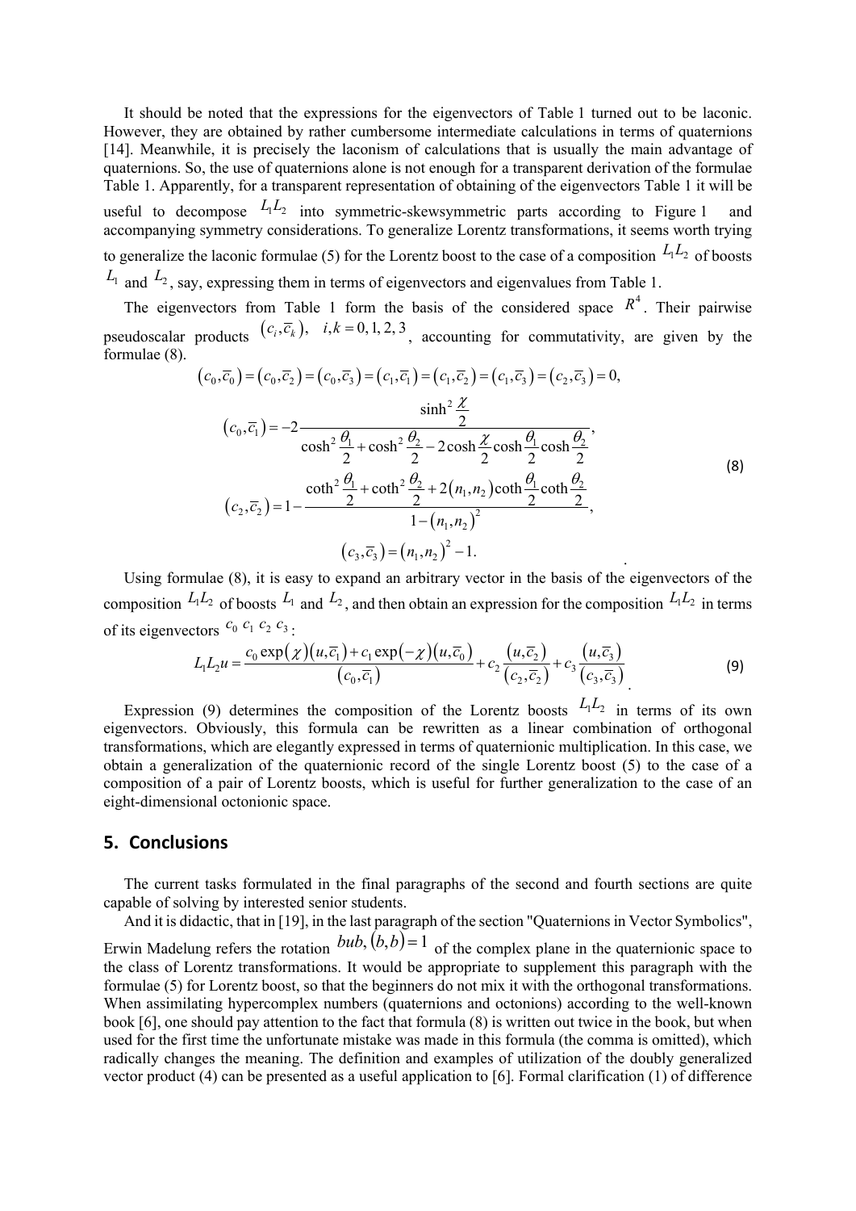It should be noted that the expressions for the eigenvectors of Table 1 turned out to be laconic. However, they are obtained by rather cumbersome intermediate calculations in terms of quaternions [14]. Meanwhile, it is precisely the laconism of calculations that is usually the main advantage of quaternions. So, the use of quaternions alone is not enough for a transparent derivation of the formulae Table 1. Apparently, for a transparent representation of obtaining of the eigenvectors Table 1 it will be useful to decompose $L_1L_2$ into symmetric-skewsymmetric parts according to Figure 1 and accompanying symmetry considerations. To generalize Lorentz transformations, it seems worth trying to generalize the laconic formulae (5) for the Lorentz boost to the case of a composition $L_1L_2$ of boosts $L_1$ and $L_2$, say, expressing them in terms of eigenvectors and eigenvalues from Table 1.

The eigenvectors from Table 1 form the basis of the considered space $R^4$. Their pairwise pseudoscalar products $(c_i,\bar{c}_k),\ \ i,k=0,1,2,3$, accounting for commutativity, are given by the formulae (8).

$$
\begin{gathered}
(c_0,\bar{c}_0)=(c_0,\bar{c}_2)=(c_0,\bar{c}_3)=(c_1,\bar{c}_1)=(c_1,\bar{c}_2)=(c_1,\bar{c}_3)=(c_2,\bar{c}_3)=0,\\
(c_0,\bar{c}_1)=-2\frac{\sinh^2\dfrac{\chi}{2}}{\cosh^2\dfrac{\theta_1}{2}+\cosh^2\dfrac{\theta_2}{2}-2\cosh\dfrac{\chi}{2}\cosh\dfrac{\theta_1}{2}\cosh\dfrac{\theta_2}{2}},\\
(c_2,\bar{c}_2)=1-\frac{\coth^2\dfrac{\theta_1}{2}+\coth^2\dfrac{\theta_2}{2}+2(n_1,n_2)\coth\dfrac{\theta_1}{2}\coth\dfrac{\theta_2}{2}}{1-(n_1,n_2)^2},\\
(c_3,\bar{c}_3)=(n_1,n_2)^2-1.
\end{gathered}
\tag{8}
$$

Using formulae (8), it is easy to expand an arbitrary vector in the basis of the eigenvectors of the composition $L_1L_2$ of boosts $L_1$ and $L_2$, and then obtain an expression for the composition $L_1L_2$ in terms of its eigenvectors $c_0\ c_1\ c_2\ c_3$:

$$
L_1L_2u=\frac{c_0\exp(\chi)(u,\bar{c}_1)+c_1\exp(-\chi)(u,\bar{c}_0)}{(c_0,\bar{c}_1)}+c_2\frac{(u,\bar{c}_2)}{(c_2,\bar{c}_2)}+c_3\frac{(u,\bar{c}_3)}{(c_3,\bar{c}_3)}.
\tag{9}
$$

Expression (9) determines the composition of the Lorentz boosts $L_1L_2$ in terms of its own eigenvectors. Obviously, this formula can be rewritten as a linear combination of orthogonal transformations, which are elegantly expressed in terms of quaternionic multiplication. In this case, we obtain a generalization of the quaternionic record of the single Lorentz boost (5) to the case of a composition of a pair of Lorentz boosts, which is useful for further generalization to the case of an eight-dimensional octonionic space.

## 5. Conclusions

The current tasks formulated in the final paragraphs of the second and fourth sections are quite capable of solving by interested senior students.

And it is didactic, that in [19], in the last paragraph of the section "Quaternions in Vector Symbolics", Erwin Madelung refers the rotation $bub,\ (b,b)=1$ of the complex plane in the quaternionic space to the class of Lorentz transformations. It would be appropriate to supplement this paragraph with the formulae (5) for Lorentz boost, so that the beginners do not mix it with the orthogonal transformations. When assimilating hypercomplex numbers (quaternions and octonions) according to the well-known book [6], one should pay attention to the fact that formula (8) is written out twice in the book, but when used for the first time the unfortunate mistake was made in this formula (the comma is omitted), which radically changes the meaning. The definition and examples of utilization of the doubly generalized vector product (4) can be presented as a useful application to [6]. Formal clarification (1) of difference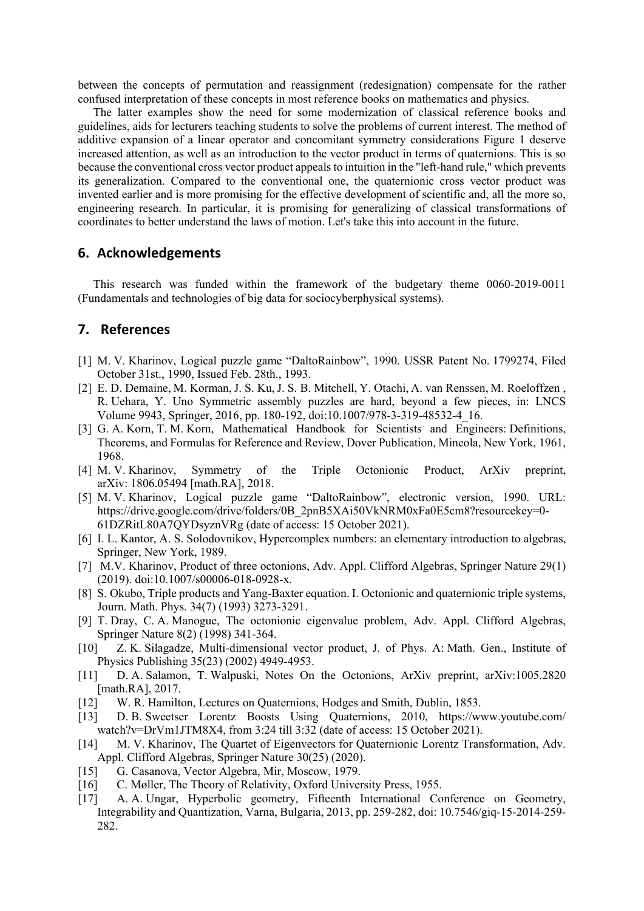between the concepts of permutation and reassignment (redesignation) compensate for the rather confused interpretation of these concepts in most reference books on mathematics and physics.

The latter examples show the need for some modernization of classical reference books and guidelines, aids for lecturers teaching students to solve the problems of current interest. The method of additive expansion of a linear operator and concomitant symmetry considerations Figure 1 deserve increased attention, as well as an introduction to the vector product in terms of quaternions. This is so because the conventional cross vector product appeals to intuition in the "left-hand rule," which prevents its generalization. Compared to the conventional one, the quaternionic cross vector product was invented earlier and is more promising for the effective development of scientific and, all the more so, engineering research. In particular, it is promising for generalizing of classical transformations of coordinates to better understand the laws of motion. Let's take this into account in the future.

## 6. Acknowledgements

This research was funded within the framework of the budgetary theme 0060-2019-0011 (Fundamentals and technologies of big data for sociocyberphysical systems).

## 7. References

[1] M. V. Kharinov, Logical puzzle game “DaltoRainbow”, 1990. USSR Patent No. 1799274, Filed October 31st., 1990, Issued Feb. 28th., 1993.

[2] E. D. Demaine, M. Korman, J. S. Ku, J. S. B. Mitchell, Y. Otachi, A. van Renssen, M. Roeloffzen , R. Uehara, Y. Uno Symmetric assembly puzzles are hard, beyond a few pieces, in: LNCS Volume 9943, Springer, 2016, pp. 180-192, doi:10.1007/978-3-319-48532-4_16.

[3] G. A. Korn, T. M. Korn, Mathematical Handbook for Scientists and Engineers: Definitions, Theorems, and Formulas for Reference and Review, Dover Publication, Mineola, New York, 1961, 1968.

[4] M. V. Kharinov, Symmetry of the Triple Octonionic Product, ArXiv preprint, arXiv: 1806.05494 [math.RA], 2018.

[5] M. V. Kharinov, Logical puzzle game “DaltoRainbow”, electronic version, 1990. URL: https://drive.google.com/drive/folders/0B_2pnB5XAi50VkNRM0xFa0E5cm8?resourcekey=0-61DZRitL80A7QYDsyznVRg (date of access: 15 October 2021).

[6] I. L. Kantor, A. S. Solodovnikov, Hypercomplex numbers: an elementary introduction to algebras, Springer, New York, 1989.

[7] M.V. Kharinov, Product of three octonions, Adv. Appl. Clifford Algebras, Springer Nature 29(1) (2019). doi:10.1007/s00006-018-0928-x.

[8] S. Okubo, Triple products and Yang-Baxter equation. I. Octonionic and quaternionic triple systems, Journ. Math. Phys. 34(7) (1993) 3273-3291.

[9] T. Dray, C. A. Manogue, The octonionic eigenvalue problem, Adv. Appl. Clifford Algebras, Springer Nature 8(2) (1998) 341-364.

[10] Z. K. Silagadze, Multi-dimensional vector product, J. of Phys. A: Math. Gen., Institute of Physics Publishing 35(23) (2002) 4949-4953.

[11] D. A. Salamon, T. Walpuski, Notes On the Octonions, ArXiv preprint, arXiv:1005.2820 [math.RA], 2017.

[12] W. R. Hamilton, Lectures on Quaternions, Hodges and Smith, Dublin, 1853.

[13] D. B. Sweetser Lorentz Boosts Using Quaternions, 2010, https://www.youtube.com/watch?v=DrVm1JTM8X4, from 3:24 till 3:32 (date of access: 15 October 2021).

[14] M. V. Kharinov, The Quartet of Eigenvectors for Quaternionic Lorentz Transformation, Adv. Appl. Clifford Algebras, Springer Nature 30(25) (2020).

[15] G. Casanova, Vector Algebra, Mir, Moscow, 1979.

[16] C. Møller, The Theory of Relativity, Oxford University Press, 1955.

[17] A. A. Ungar, Hyperbolic geometry, Fifteenth International Conference on Geometry, Integrability and Quantization, Varna, Bulgaria, 2013, pp. 259-282, doi: 10.7546/giq-15-2014-259-282.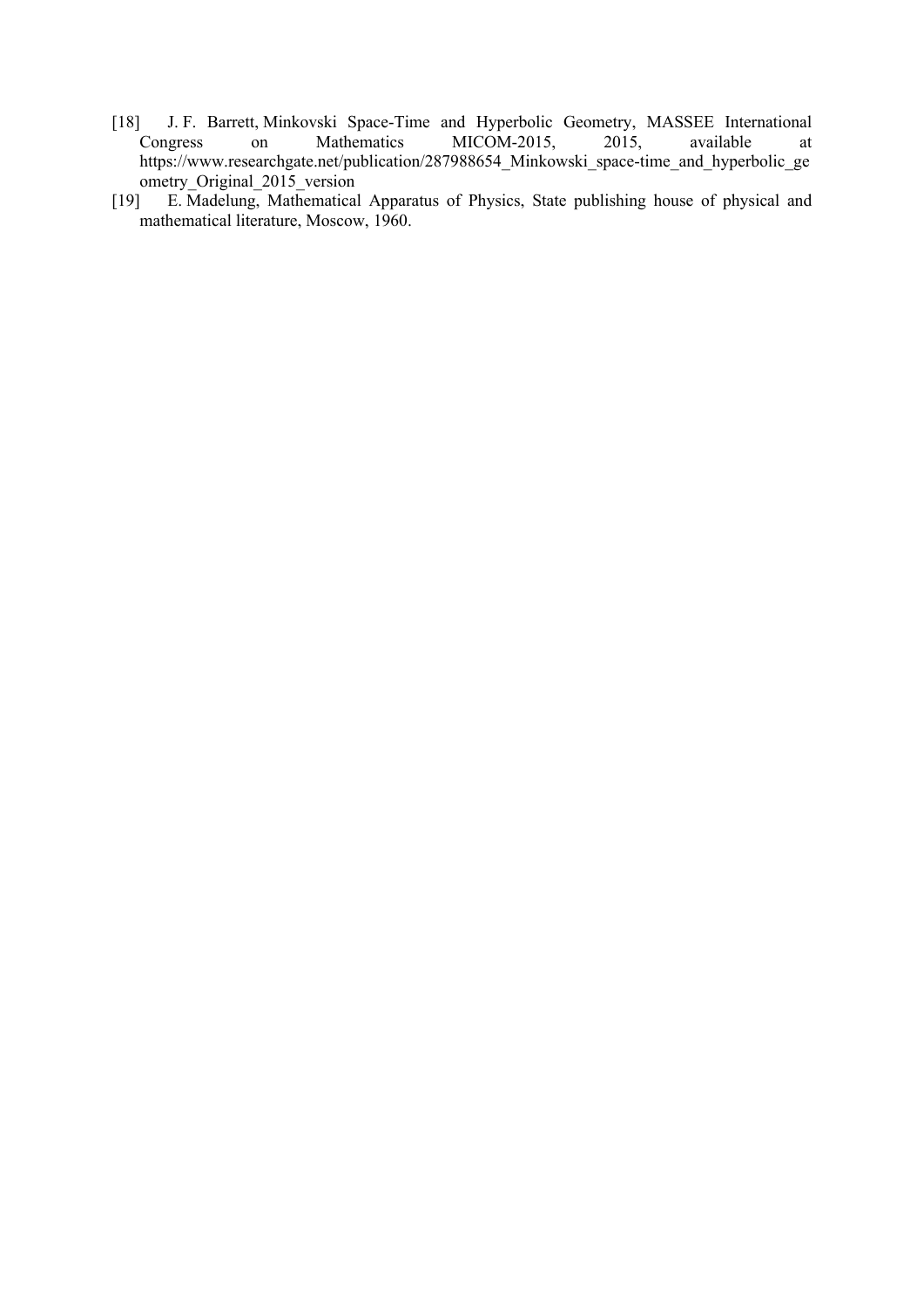[18] J. F. Barrett, Minkovski Space-Time and Hyperbolic Geometry, MASSEE International Congress on Mathematics MICOM-2015, 2015, available at https://www.researchgate.net/publication/287988654_Minkowski_space-time_and_hyperbolic_geometry_Original_2015_version

[19] E. Madelung, Mathematical Apparatus of Physics, State publishing house of physical and mathematical literature, Moscow, 1960.